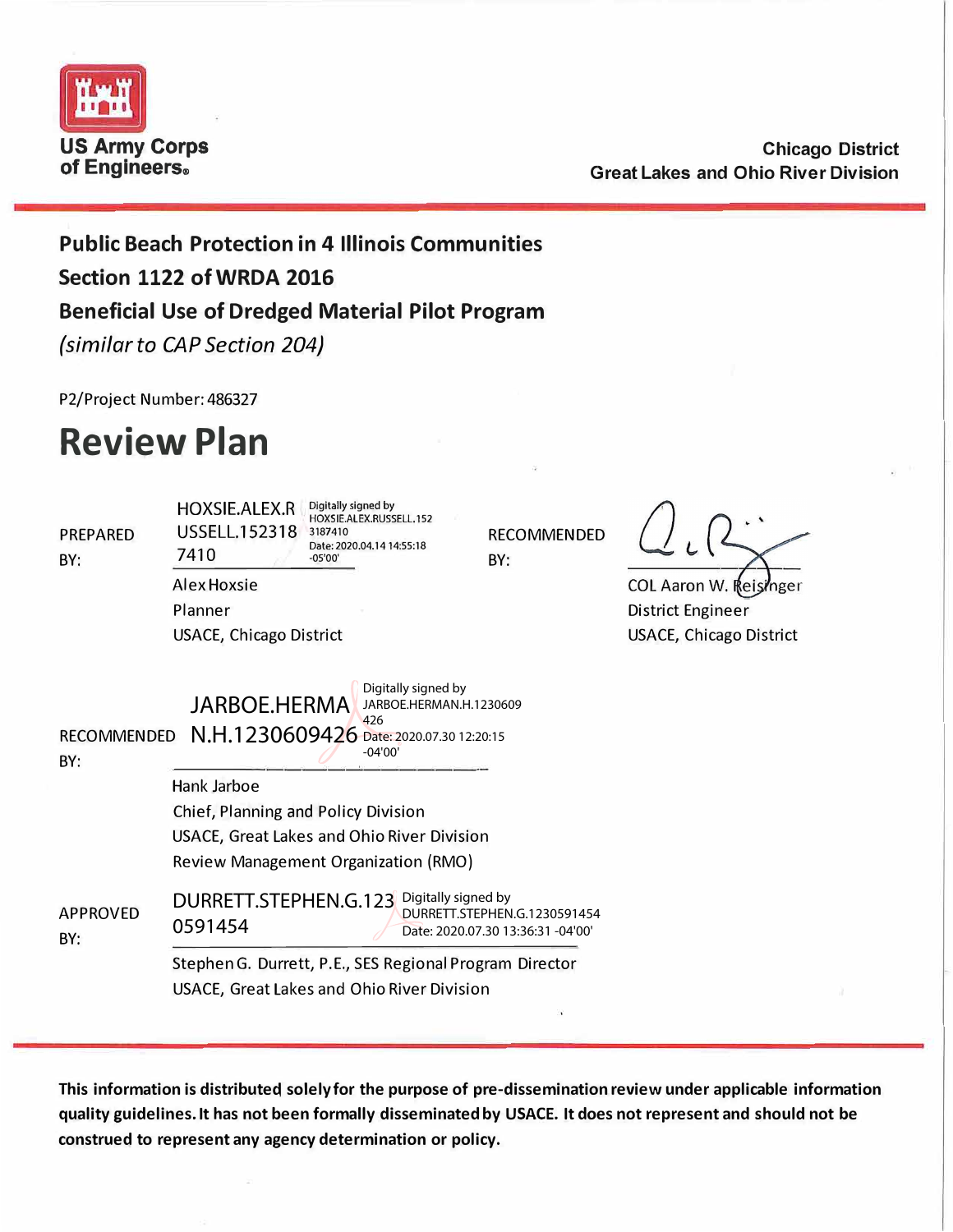US Army Corps of Engineers®

Chicago District
Great Lakes and Ohio River Division

**Public Beach Protection in 4 Illinois Communities**
**Section 1122 of WRDA 2016**
**Beneficial Use of Dredged Material Pilot Program**
*(similar to CAP Section 204)*

P2/Project Number: 486327

# Review Plan

PREPARED BY:

HOXSIE.ALEX.RUSSELL.1523187410
Digitally signed by HOXSIE.ALEX.RUSSELL.1523187410
Date: 2020.04.14 14:55:18 -05'00'

Alex Hoxsie
Planner
USACE, Chicago District

RECOMMENDED BY:

COL Aaron W. Reisinger
District Engineer
USACE, Chicago District

RECOMMENDED BY:

JARBOE.HERMAN.H.1230609426
Digitally signed by JARBOE.HERMAN.H.1230609426
Date: 2020.07.30 12:20:15 -04'00'

Hank Jarboe
Chief, Planning and Policy Division
USACE, Great Lakes and Ohio River Division
Review Management Organization (RMO)

APPROVED BY:

DURRETT.STEPHEN.G.1230591454
Digitally signed by DURRETT.STEPHEN.G.1230591454
Date: 2020.07.30 13:36:31 -04'00'

Stephen G. Durrett, P.E., SES Regional Program Director
USACE, Great Lakes and Ohio River Division

**This information is distributed solely for the purpose of pre-dissemination review under applicable information quality guidelines. It has not been formally disseminated by USACE. It does not represent and should not be construed to represent any agency determination or policy.**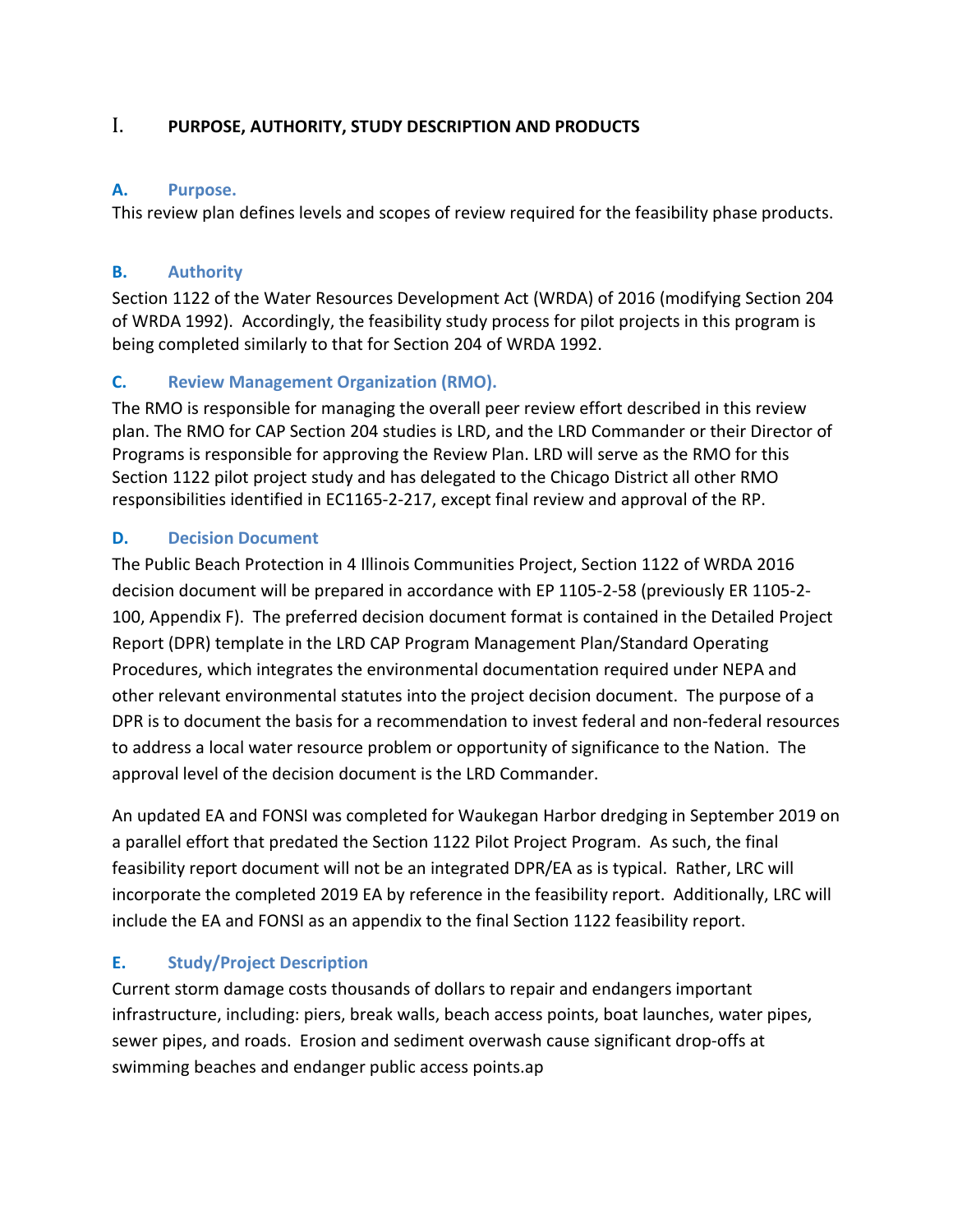# I. PURPOSE, AUTHORITY, STUDY DESCRIPTION AND PRODUCTS

## A. Purpose.

This review plan defines levels and scopes of review required for the feasibility phase products.

## B. Authority

Section 1122 of the Water Resources Development Act (WRDA) of 2016 (modifying Section 204 of WRDA 1992). Accordingly, the feasibility study process for pilot projects in this program is being completed similarly to that for Section 204 of WRDA 1992.

## C. Review Management Organization (RMO).

The RMO is responsible for managing the overall peer review effort described in this review plan. The RMO for CAP Section 204 studies is LRD, and the LRD Commander or their Director of Programs is responsible for approving the Review Plan. LRD will serve as the RMO for this Section 1122 pilot project study and has delegated to the Chicago District all other RMO responsibilities identified in EC1165-2-217, except final review and approval of the RP.

## D. Decision Document

The Public Beach Protection in 4 Illinois Communities Project, Section 1122 of WRDA 2016 decision document will be prepared in accordance with EP 1105-2-58 (previously ER 1105-2-100, Appendix F). The preferred decision document format is contained in the Detailed Project Report (DPR) template in the LRD CAP Program Management Plan/Standard Operating Procedures, which integrates the environmental documentation required under NEPA and other relevant environmental statutes into the project decision document. The purpose of a DPR is to document the basis for a recommendation to invest federal and non-federal resources to address a local water resource problem or opportunity of significance to the Nation. The approval level of the decision document is the LRD Commander.

An updated EA and FONSI was completed for Waukegan Harbor dredging in September 2019 on a parallel effort that predated the Section 1122 Pilot Project Program. As such, the final feasibility report document will not be an integrated DPR/EA as is typical. Rather, LRC will incorporate the completed 2019 EA by reference in the feasibility report. Additionally, LRC will include the EA and FONSI as an appendix to the final Section 1122 feasibility report.

## E. Study/Project Description

Current storm damage costs thousands of dollars to repair and endangers important infrastructure, including: piers, break walls, beach access points, boat launches, water pipes, sewer pipes, and roads. Erosion and sediment overwash cause significant drop-offs at swimming beaches and endanger public access points.ap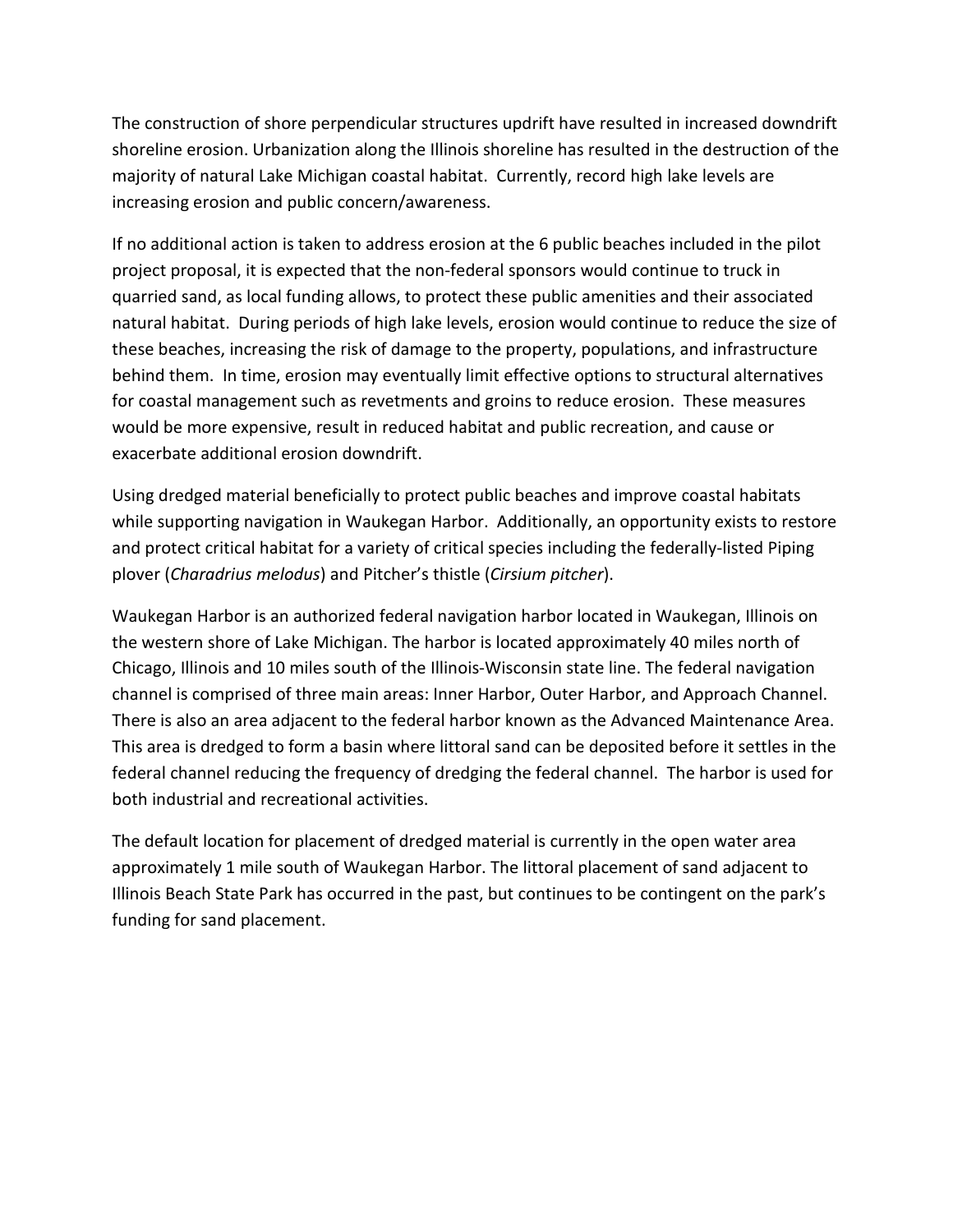The construction of shore perpendicular structures updrift have resulted in increased downdrift shoreline erosion. Urbanization along the Illinois shoreline has resulted in the destruction of the majority of natural Lake Michigan coastal habitat. Currently, record high lake levels are increasing erosion and public concern/awareness.

If no additional action is taken to address erosion at the 6 public beaches included in the pilot project proposal, it is expected that the non-federal sponsors would continue to truck in quarried sand, as local funding allows, to protect these public amenities and their associated natural habitat. During periods of high lake levels, erosion would continue to reduce the size of these beaches, increasing the risk of damage to the property, populations, and infrastructure behind them. In time, erosion may eventually limit effective options to structural alternatives for coastal management such as revetments and groins to reduce erosion. These measures would be more expensive, result in reduced habitat and public recreation, and cause or exacerbate additional erosion downdrift.

Using dredged material beneficially to protect public beaches and improve coastal habitats while supporting navigation in Waukegan Harbor. Additionally, an opportunity exists to restore and protect critical habitat for a variety of critical species including the federally-listed Piping plover (*Charadrius melodus*) and Pitcher's thistle (*Cirsium pitcher*).

Waukegan Harbor is an authorized federal navigation harbor located in Waukegan, Illinois on the western shore of Lake Michigan. The harbor is located approximately 40 miles north of Chicago, Illinois and 10 miles south of the Illinois-Wisconsin state line. The federal navigation channel is comprised of three main areas: Inner Harbor, Outer Harbor, and Approach Channel. There is also an area adjacent to the federal harbor known as the Advanced Maintenance Area. This area is dredged to form a basin where littoral sand can be deposited before it settles in the federal channel reducing the frequency of dredging the federal channel. The harbor is used for both industrial and recreational activities.

The default location for placement of dredged material is currently in the open water area approximately 1 mile south of Waukegan Harbor. The littoral placement of sand adjacent to Illinois Beach State Park has occurred in the past, but continues to be contingent on the park's funding for sand placement.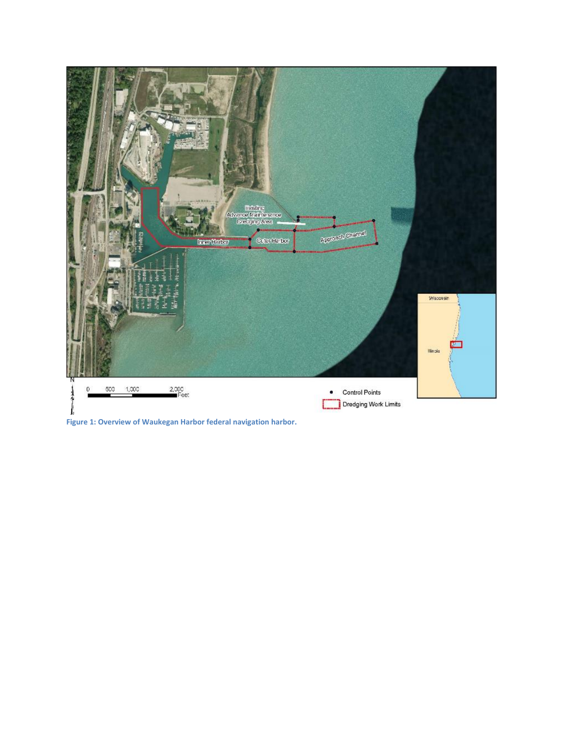**Figure 1: Overview of Waukegan Harbor federal navigation harbor.**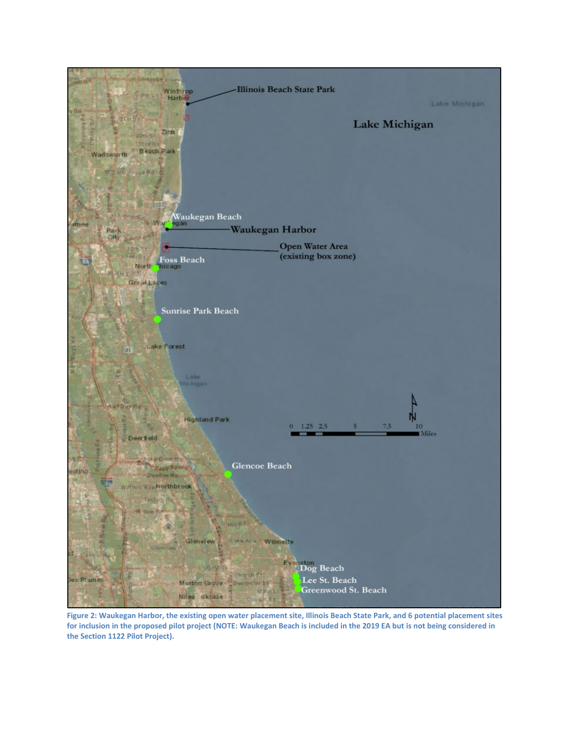Figure 2: Waukegan Harbor, the existing open water placement site, Illinois Beach State Park, and 6 potential placement sites for inclusion in the proposed pilot project (NOTE: Waukegan Beach is included in the 2019 EA but is not being considered in the Section 1122 Pilot Project).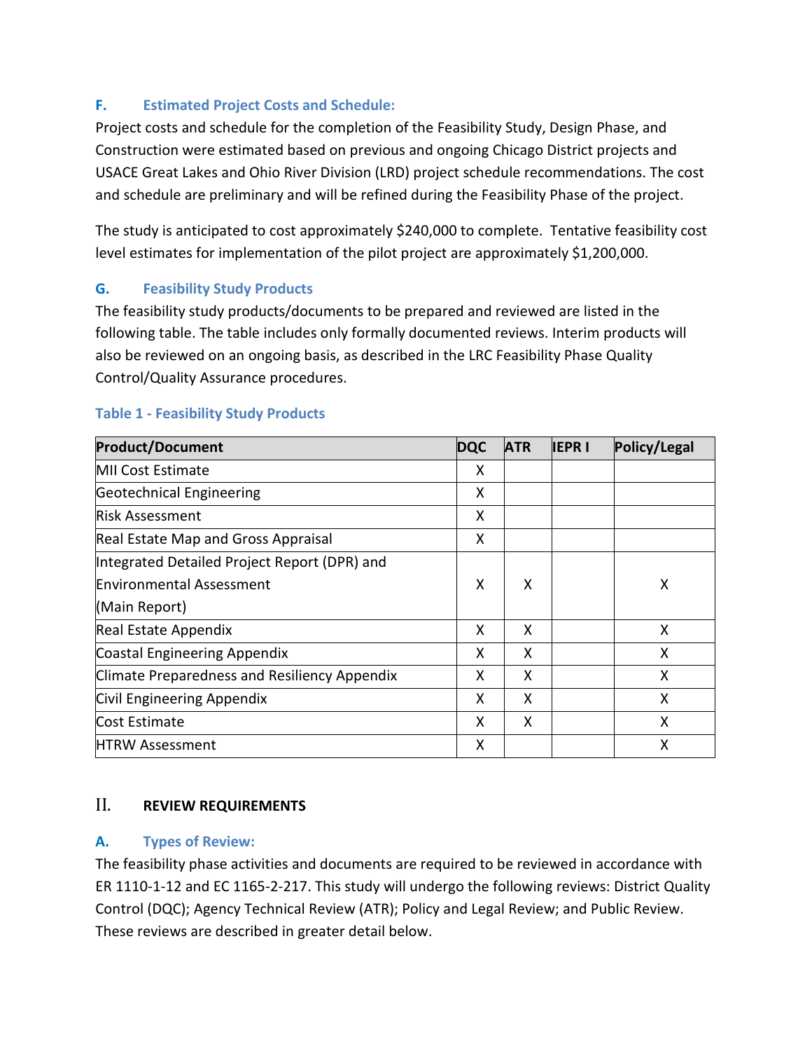### F. Estimated Project Costs and Schedule:

Project costs and schedule for the completion of the Feasibility Study, Design Phase, and Construction were estimated based on previous and ongoing Chicago District projects and USACE Great Lakes and Ohio River Division (LRD) project schedule recommendations. The cost and schedule are preliminary and will be refined during the Feasibility Phase of the project.

The study is anticipated to cost approximately $240,000 to complete. Tentative feasibility cost level estimates for implementation of the pilot project are approximately $1,200,000.

### G. Feasibility Study Products

The feasibility study products/documents to be prepared and reviewed are listed in the following table. The table includes only formally documented reviews. Interim products will also be reviewed on an ongoing basis, as described in the LRC Feasibility Phase Quality Control/Quality Assurance procedures.

**Table 1 - Feasibility Study Products**

| Product/Document | DQC | ATR | IEPR I | Policy/Legal |
|---|---|---|---|---|
| MII Cost Estimate | X | | | |
| Geotechnical Engineering | X | | | |
| Risk Assessment | X | | | |
| Real Estate Map and Gross Appraisal | X | | | |
| Integrated Detailed Project Report (DPR) and Environmental Assessment (Main Report) | X | X | | X |
| Real Estate Appendix | X | X | | X |
| Coastal Engineering Appendix | X | X | | X |
| Climate Preparedness and Resiliency Appendix | X | X | | X |
| Civil Engineering Appendix | X | X | | X |
| Cost Estimate | X | X | | X |
| HTRW Assessment | X | | | X |

## II. REVIEW REQUIREMENTS

### A. Types of Review:

The feasibility phase activities and documents are required to be reviewed in accordance with ER 1110-1-12 and EC 1165-2-217. This study will undergo the following reviews: District Quality Control (DQC); Agency Technical Review (ATR); Policy and Legal Review; and Public Review. These reviews are described in greater detail below.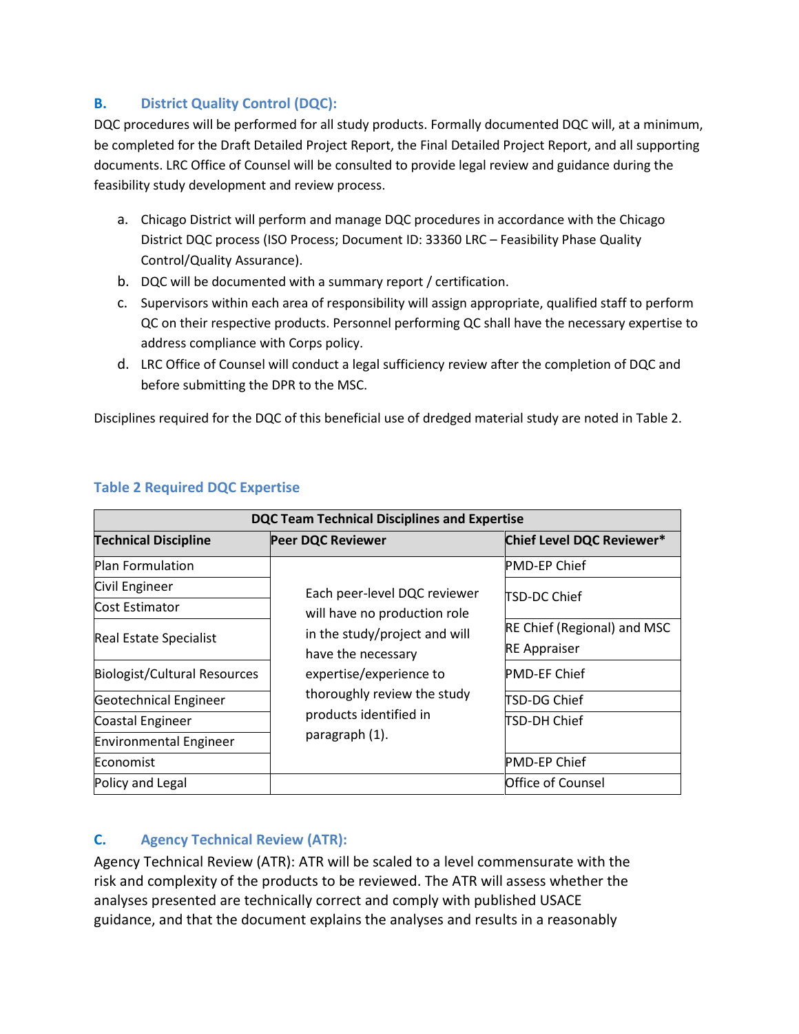### B. District Quality Control (DQC):

DQC procedures will be performed for all study products. Formally documented DQC will, at a minimum, be completed for the Draft Detailed Project Report, the Final Detailed Project Report, and all supporting documents. LRC Office of Counsel will be consulted to provide legal review and guidance during the feasibility study development and review process.

a. Chicago District will perform and manage DQC procedures in accordance with the Chicago District DQC process (ISO Process; Document ID: 33360 LRC – Feasibility Phase Quality Control/Quality Assurance).
b. DQC will be documented with a summary report / certification.
c. Supervisors within each area of responsibility will assign appropriate, qualified staff to perform QC on their respective products. Personnel performing QC shall have the necessary expertise to address compliance with Corps policy.
d. LRC Office of Counsel will conduct a legal sufficiency review after the completion of DQC and before submitting the DPR to the MSC.

Disciplines required for the DQC of this beneficial use of dredged material study are noted in Table 2.

**Table 2 Required DQC Expertise**

| DQC Team Technical Disciplines and Expertise | | |
|---|---|---|
| **Technical Discipline** | **Peer DQC Reviewer** | **Chief Level DQC Reviewer*** |
| Plan Formulation | Each peer-level DQC reviewer will have no production role in the study/project and will have the necessary expertise/experience to thoroughly review the study products identified in paragraph (1). | PMD-EP Chief |
| Civil Engineer | | TSD-DC Chief |
| Cost Estimator | | |
| Real Estate Specialist | | RE Chief (Regional) and MSC RE Appraiser |
| Biologist/Cultural Resources | | PMD-EF Chief |
| Geotechnical Engineer | | TSD-DG Chief |
| Coastal Engineer | | TSD-DH Chief |
| Environmental Engineer | | |
| Economist | | PMD-EP Chief |
| Policy and Legal | | Office of Counsel |

### C. Agency Technical Review (ATR):

Agency Technical Review (ATR): ATR will be scaled to a level commensurate with the risk and complexity of the products to be reviewed. The ATR will assess whether the analyses presented are technically correct and comply with published USACE guidance, and that the document explains the analyses and results in a reasonably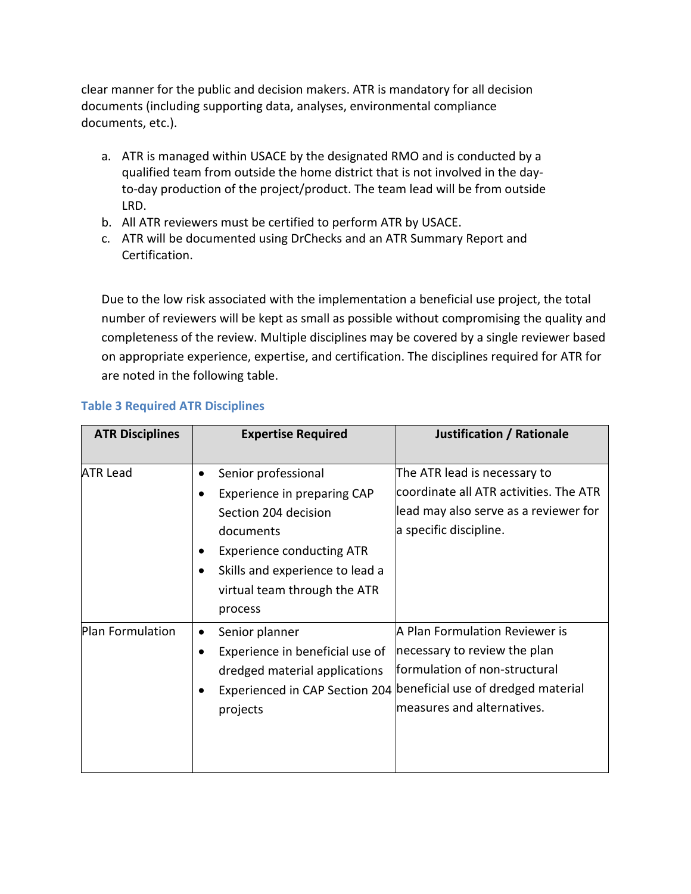clear manner for the public and decision makers. ATR is mandatory for all decision documents (including supporting data, analyses, environmental compliance documents, etc.).

a. ATR is managed within USACE by the designated RMO and is conducted by a qualified team from outside the home district that is not involved in the day-to-day production of the project/product. The team lead will be from outside LRD.
b. All ATR reviewers must be certified to perform ATR by USACE.
c. ATR will be documented using DrChecks and an ATR Summary Report and Certification.

Due to the low risk associated with the implementation a beneficial use project, the total number of reviewers will be kept as small as possible without compromising the quality and completeness of the review. Multiple disciplines may be covered by a single reviewer based on appropriate experience, expertise, and certification. The disciplines required for ATR for are noted in the following table.

**Table 3 Required ATR Disciplines**

| ATR Disciplines | Expertise Required | Justification / Rationale |
|---|---|---|
| ATR Lead | • Senior professional<br>• Experience in preparing CAP Section 204 decision documents<br>• Experience conducting ATR<br>• Skills and experience to lead a virtual team through the ATR process | The ATR lead is necessary to coordinate all ATR activities. The ATR lead may also serve as a reviewer for a specific discipline. |
| Plan Formulation | • Senior planner<br>• Experience in beneficial use of dredged material applications<br>• Experienced in CAP Section 204 projects | A Plan Formulation Reviewer is necessary to review the plan formulation of non-structural beneficial use of dredged material measures and alternatives. |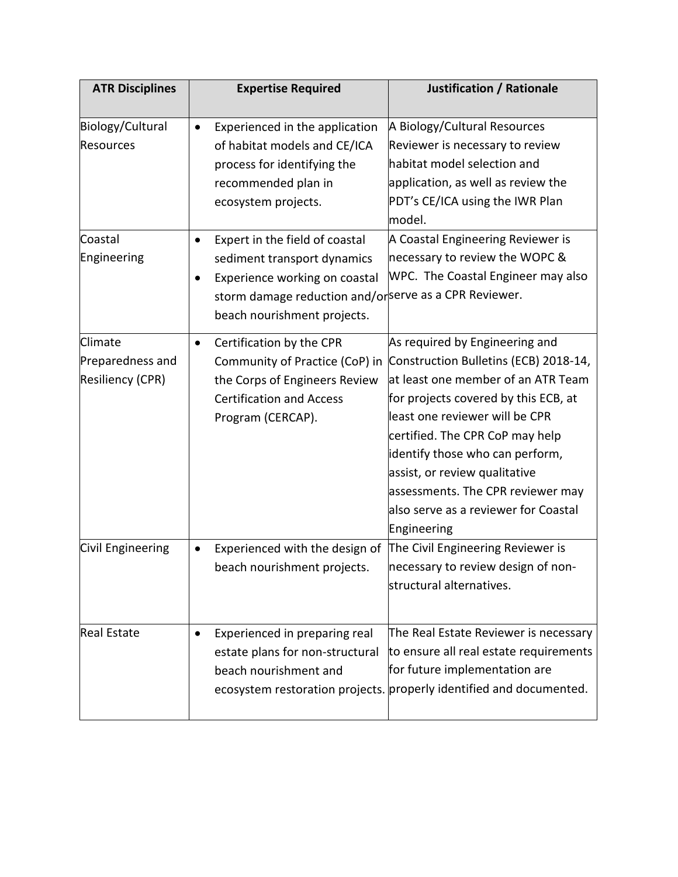| ATR Disciplines | Expertise Required | Justification / Rationale |
|---|---|---|
| Biology/Cultural Resources | • Experienced in the application of habitat models and CE/ICA process for identifying the recommended plan in ecosystem projects. | A Biology/Cultural Resources Reviewer is necessary to review habitat model selection and application, as well as review the PDT's CE/ICA using the IWR Plan model. |
| Coastal Engineering | • Expert in the field of coastal sediment transport dynamics<br>• Experience working on coastal storm damage reduction and/or beach nourishment projects. | A Coastal Engineering Reviewer is necessary to review the WOPC & WPC. The Coastal Engineer may also serve as a CPR Reviewer. |
| Climate Preparedness and Resiliency (CPR) | • Certification by the CPR Community of Practice (CoP) in the Corps of Engineers Review Certification and Access Program (CERCAP). | As required by Engineering and Construction Bulletins (ECB) 2018-14, at least one member of an ATR Team for projects covered by this ECB, at least one reviewer will be CPR certified. The CPR CoP may help identify those who can perform, assist, or review qualitative assessments. The CPR reviewer may also serve as a reviewer for Coastal Engineering |
| Civil Engineering | • Experienced with the design of beach nourishment projects. | The Civil Engineering Reviewer is necessary to review design of non-structural alternatives. |
| Real Estate | • Experienced in preparing real estate plans for non-structural beach nourishment and ecosystem restoration projects. | The Real Estate Reviewer is necessary to ensure all real estate requirements for future implementation are properly identified and documented. |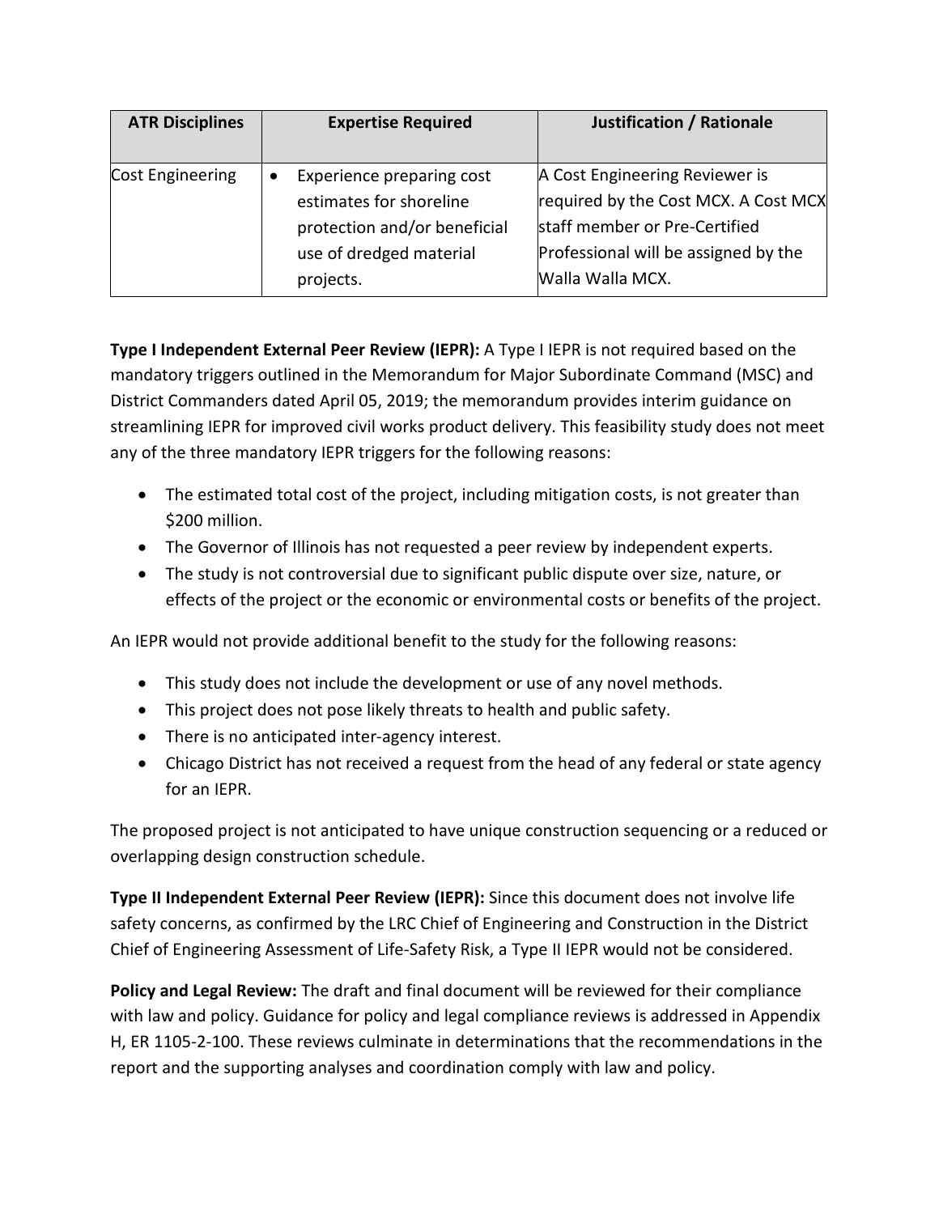| ATR Disciplines | Expertise Required | Justification / Rationale |
|---|---|---|
| Cost Engineering | • Experience preparing cost estimates for shoreline protection and/or beneficial use of dredged material projects. | A Cost Engineering Reviewer is required by the Cost MCX. A Cost MCX staff member or Pre-Certified Professional will be assigned by the Walla Walla MCX. |

**Type I Independent External Peer Review (IEPR):** A Type I IEPR is not required based on the mandatory triggers outlined in the Memorandum for Major Subordinate Command (MSC) and District Commanders dated April 05, 2019; the memorandum provides interim guidance on streamlining IEPR for improved civil works product delivery. This feasibility study does not meet any of the three mandatory IEPR triggers for the following reasons:

- The estimated total cost of the project, including mitigation costs, is not greater than $200 million.
- The Governor of Illinois has not requested a peer review by independent experts.
- The study is not controversial due to significant public dispute over size, nature, or effects of the project or the economic or environmental costs or benefits of the project.

An IEPR would not provide additional benefit to the study for the following reasons:

- This study does not include the development or use of any novel methods.
- This project does not pose likely threats to health and public safety.
- There is no anticipated inter-agency interest.
- Chicago District has not received a request from the head of any federal or state agency for an IEPR.

The proposed project is not anticipated to have unique construction sequencing or a reduced or overlapping design construction schedule.

**Type II Independent External Peer Review (IEPR):** Since this document does not involve life safety concerns, as confirmed by the LRC Chief of Engineering and Construction in the District Chief of Engineering Assessment of Life-Safety Risk, a Type II IEPR would not be considered.

**Policy and Legal Review:** The draft and final document will be reviewed for their compliance with law and policy. Guidance for policy and legal compliance reviews is addressed in Appendix H, ER 1105-2-100. These reviews culminate in determinations that the recommendations in the report and the supporting analyses and coordination comply with law and policy.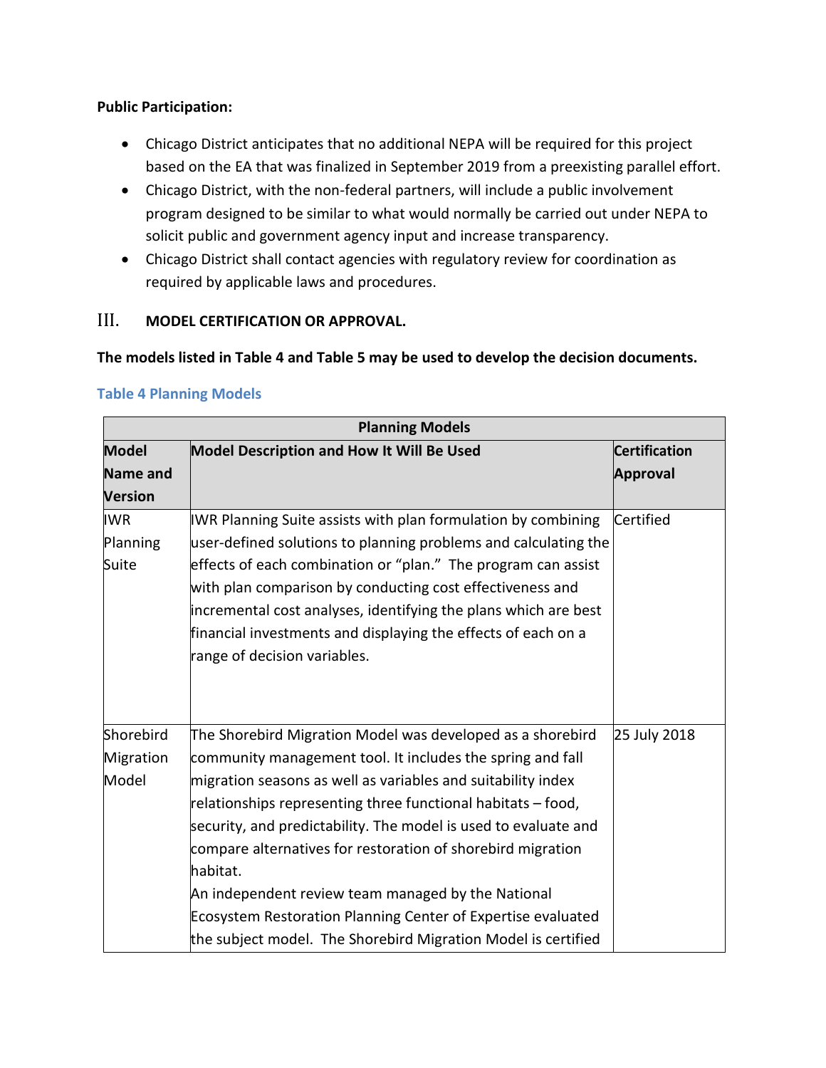**Public Participation:**

- Chicago District anticipates that no additional NEPA will be required for this project based on the EA that was finalized in September 2019 from a preexisting parallel effort.
- Chicago District, with the non-federal partners, will include a public involvement program designed to be similar to what would normally be carried out under NEPA to solicit public and government agency input and increase transparency.
- Chicago District shall contact agencies with regulatory review for coordination as required by applicable laws and procedures.

## III. MODEL CERTIFICATION OR APPROVAL.

**The models listed in Table 4 and Table 5 may be used to develop the decision documents.**

**Table 4 Planning Models**

| Planning Models | | |
|---|---|---|
| **Model Name and Version** | **Model Description and How It Will Be Used** | **Certification Approval** |
| IWR Planning Suite | IWR Planning Suite assists with plan formulation by combining user-defined solutions to planning problems and calculating the effects of each combination or "plan." The program can assist with plan comparison by conducting cost effectiveness and incremental cost analyses, identifying the plans which are best financial investments and displaying the effects of each on a range of decision variables. | Certified |
| Shorebird Migration Model | The Shorebird Migration Model was developed as a shorebird community management tool. It includes the spring and fall migration seasons as well as variables and suitability index relationships representing three functional habitats – food, security, and predictability. The model is used to evaluate and compare alternatives for restoration of shorebird migration habitat.<br>An independent review team managed by the National Ecosystem Restoration Planning Center of Expertise evaluated the subject model. The Shorebird Migration Model is certified | 25 July 2018 |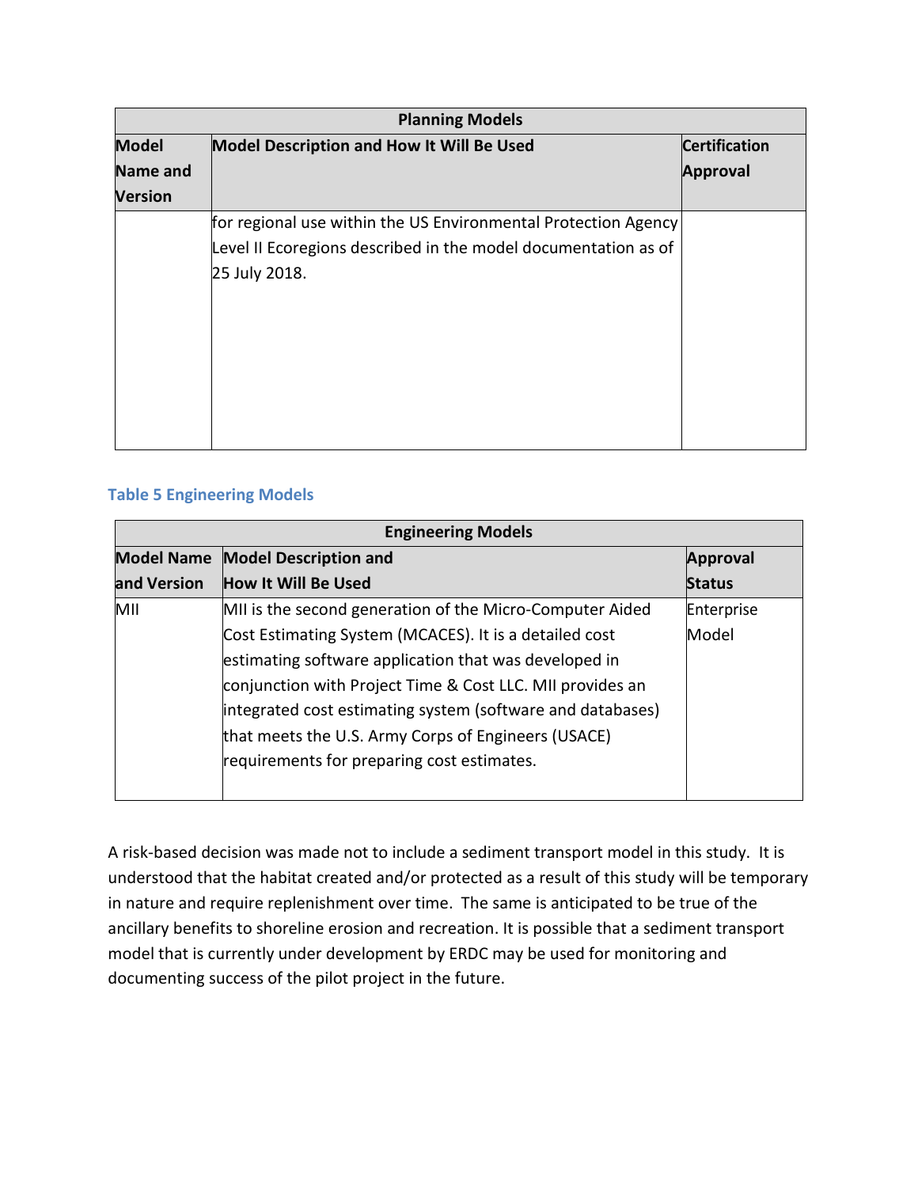| Planning Models | | |
|---|---|---|
| Model Name and Version | Model Description and How It Will Be Used | Certification Approval |
| | for regional use within the US Environmental Protection Agency Level II Ecoregions described in the model documentation as of 25 July 2018. | |

**Table 5 Engineering Models**

| Engineering Models | | |
|---|---|---|
| Model Name and Version | Model Description and How It Will Be Used | Approval Status |
| MII | MII is the second generation of the Micro-Computer Aided Cost Estimating System (MCACES). It is a detailed cost estimating software application that was developed in conjunction with Project Time & Cost LLC. MII provides an integrated cost estimating system (software and databases) that meets the U.S. Army Corps of Engineers (USACE) requirements for preparing cost estimates. | Enterprise Model |

A risk-based decision was made not to include a sediment transport model in this study. It is understood that the habitat created and/or protected as a result of this study will be temporary in nature and require replenishment over time. The same is anticipated to be true of the ancillary benefits to shoreline erosion and recreation. It is possible that a sediment transport model that is currently under development by ERDC may be used for monitoring and documenting success of the pilot project in the future.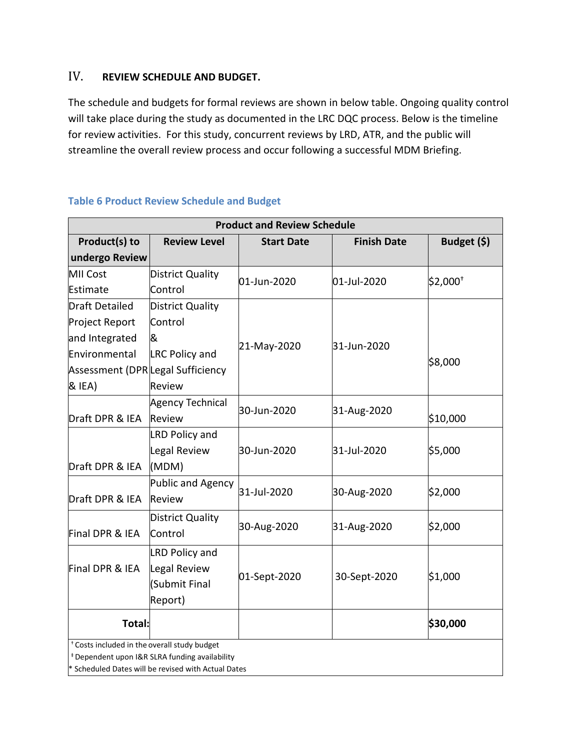## IV. REVIEW SCHEDULE AND BUDGET.

The schedule and budgets for formal reviews are shown in below table. Ongoing quality control will take place during the study as documented in the LRC DQC process. Below is the timeline for review activities. For this study, concurrent reviews by LRD, ATR, and the public will streamline the overall review process and occur following a successful MDM Briefing.

**Table 6 Product Review Schedule and Budget**

| Product and Review Schedule | | | | |
|---|---|---|---|---|
| **Product(s) to undergo Review** | **Review Level** | **Start Date** | **Finish Date** | **Budget ($)** |
| MII Cost Estimate | District Quality Control | 01-Jun-2020 | 01-Jul-2020 | $2,000† |
| Draft Detailed Project Report and Integrated Environmental Assessment (DPR & IEA) | District Quality Control & LRC Policy and Legal Sufficiency Review | 21-May-2020 | 31-Jun-2020 | $8,000 |
| Draft DPR & IEA | Agency Technical Review | 30-Jun-2020 | 31-Aug-2020 | $10,000 |
| Draft DPR & IEA | LRD Policy and Legal Review (MDM) | 30-Jun-2020 | 31-Jul-2020 | $5,000 |
| Draft DPR & IEA | Public and Agency Review | 31-Jul-2020 | 30-Aug-2020 | $2,000 |
| Final DPR & IEA | District Quality Control | 30-Aug-2020 | 31-Aug-2020 | $2,000 |
| Final DPR & IEA | LRD Policy and Legal Review (Submit Final Report) | 01-Sept-2020 | 30-Sept-2020 | $1,000 |
| **Total:** | | | | **$30,000** |

† Costs included in the overall study budget
‡ Dependent upon I&R SLRA funding availability
\* Scheduled Dates will be revised with Actual Dates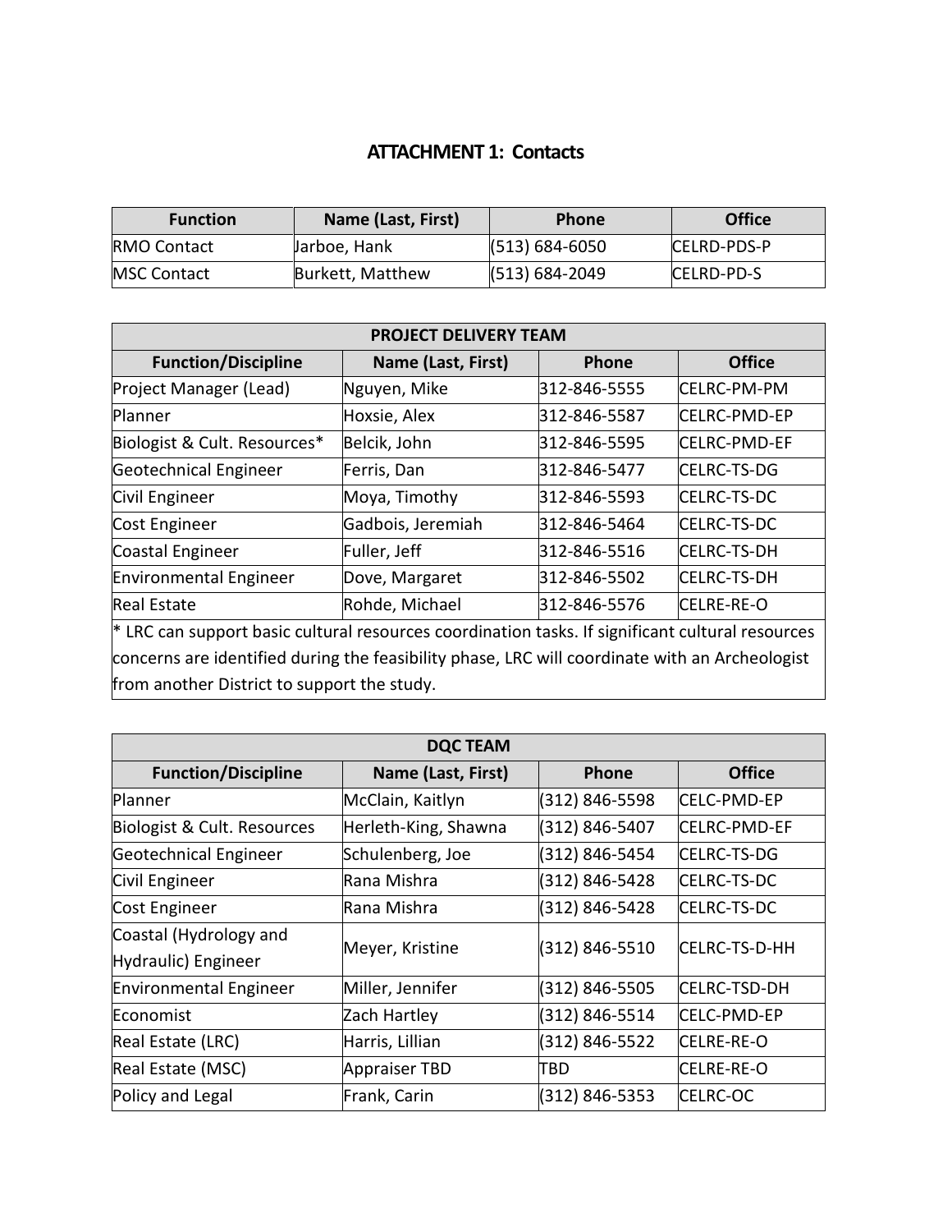## ATTACHMENT 1: Contacts

| Function | Name (Last, First) | Phone | Office |
|---|---|---|---|
| RMO Contact | Jarboe, Hank | (513) 684-6050 | CELRD-PDS-P |
| MSC Contact | Burkett, Matthew | (513) 684-2049 | CELRD-PD-S |

| PROJECT DELIVERY TEAM | | | |
|---|---|---|---|
| **Function/Discipline** | **Name (Last, First)** | **Phone** | **Office** |
| Project Manager (Lead) | Nguyen, Mike | 312-846-5555 | CELRC-PM-PM |
| Planner | Hoxsie, Alex | 312-846-5587 | CELRC-PMD-EP |
| Biologist & Cult. Resources* | Belcik, John | 312-846-5595 | CELRC-PMD-EF |
| Geotechnical Engineer | Ferris, Dan | 312-846-5477 | CELRC-TS-DG |
| Civil Engineer | Moya, Timothy | 312-846-5593 | CELRC-TS-DC |
| Cost Engineer | Gadbois, Jeremiah | 312-846-5464 | CELRC-TS-DC |
| Coastal Engineer | Fuller, Jeff | 312-846-5516 | CELRC-TS-DH |
| Environmental Engineer | Dove, Margaret | 312-846-5502 | CELRC-TS-DH |
| Real Estate | Rohde, Michael | 312-846-5576 | CELRE-RE-O |

* LRC can support basic cultural resources coordination tasks. If significant cultural resources concerns are identified during the feasibility phase, LRC will coordinate with an Archeologist from another District to support the study.

| DQC TEAM | | | |
|---|---|---|---|
| **Function/Discipline** | **Name (Last, First)** | **Phone** | **Office** |
| Planner | McClain, Kaitlyn | (312) 846-5598 | CELC-PMD-EP |
| Biologist & Cult. Resources | Herleth-King, Shawna | (312) 846-5407 | CELRC-PMD-EF |
| Geotechnical Engineer | Schulenberg, Joe | (312) 846-5454 | CELRC-TS-DG |
| Civil Engineer | Rana Mishra | (312) 846-5428 | CELRC-TS-DC |
| Cost Engineer | Rana Mishra | (312) 846-5428 | CELRC-TS-DC |
| Coastal (Hydrology and Hydraulic) Engineer | Meyer, Kristine | (312) 846-5510 | CELRC-TS-D-HH |
| Environmental Engineer | Miller, Jennifer | (312) 846-5505 | CELRC-TSD-DH |
| Economist | Zach Hartley | (312) 846-5514 | CELC-PMD-EP |
| Real Estate (LRC) | Harris, Lillian | (312) 846-5522 | CELRE-RE-O |
| Real Estate (MSC) | Appraiser TBD | TBD | CELRE-RE-O |
| Policy and Legal | Frank, Carin | (312) 846-5353 | CELRC-OC |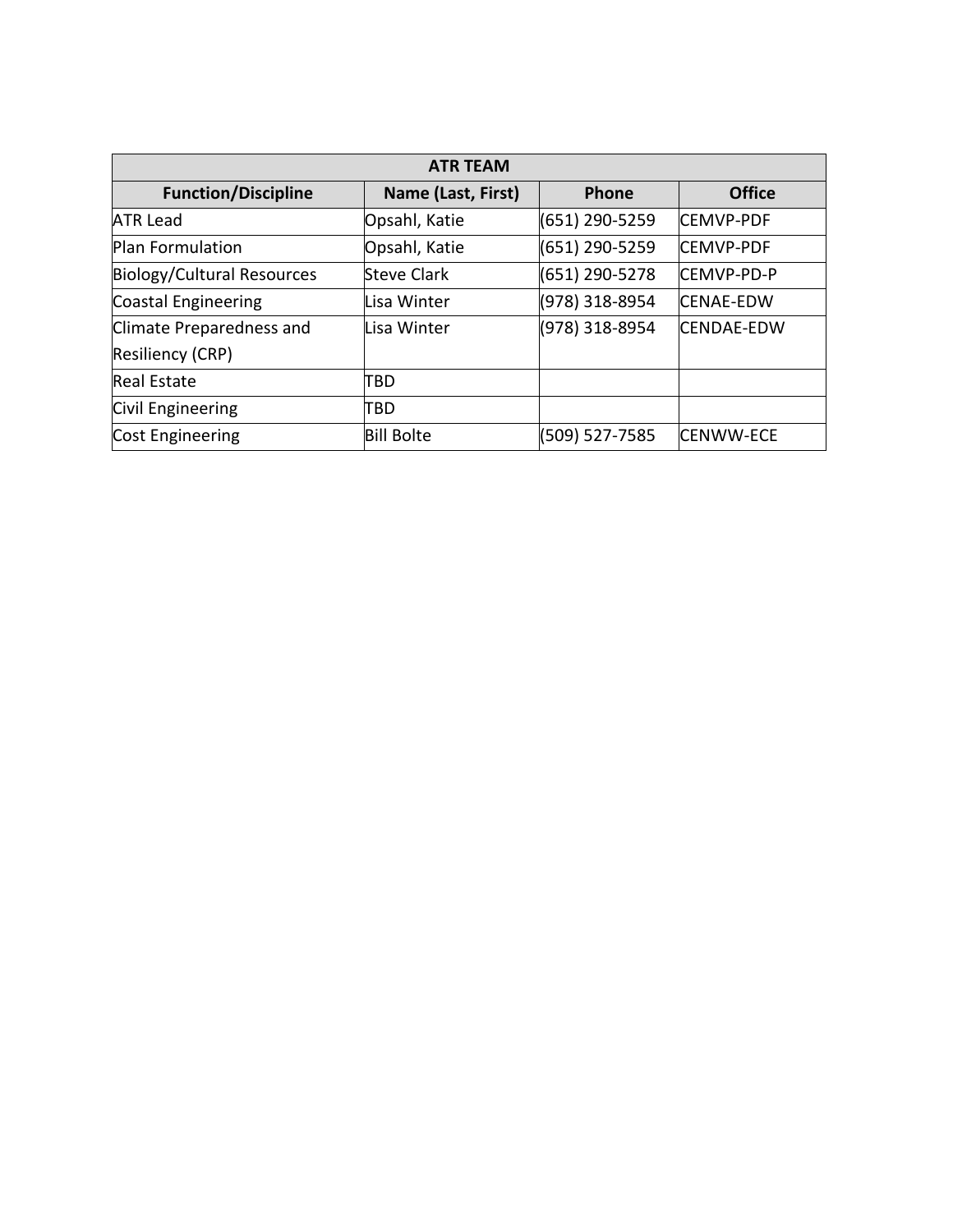| ATR TEAM | | | |
|---|---|---|---|
| **Function/Discipline** | **Name (Last, First)** | **Phone** | **Office** |
| ATR Lead | Opsahl, Katie | (651) 290-5259 | CEMVP-PDF |
| Plan Formulation | Opsahl, Katie | (651) 290-5259 | CEMVP-PDF |
| Biology/Cultural Resources | Steve Clark | (651) 290-5278 | CEMVP-PD-P |
| Coastal Engineering | Lisa Winter | (978) 318-8954 | CENAE-EDW |
| Climate Preparedness and Resiliency (CRP) | Lisa Winter | (978) 318-8954 | CENDAE-EDW |
| Real Estate | TBD | | |
| Civil Engineering | TBD | | |
| Cost Engineering | Bill Bolte | (509) 527-7585 | CENWW-ECE |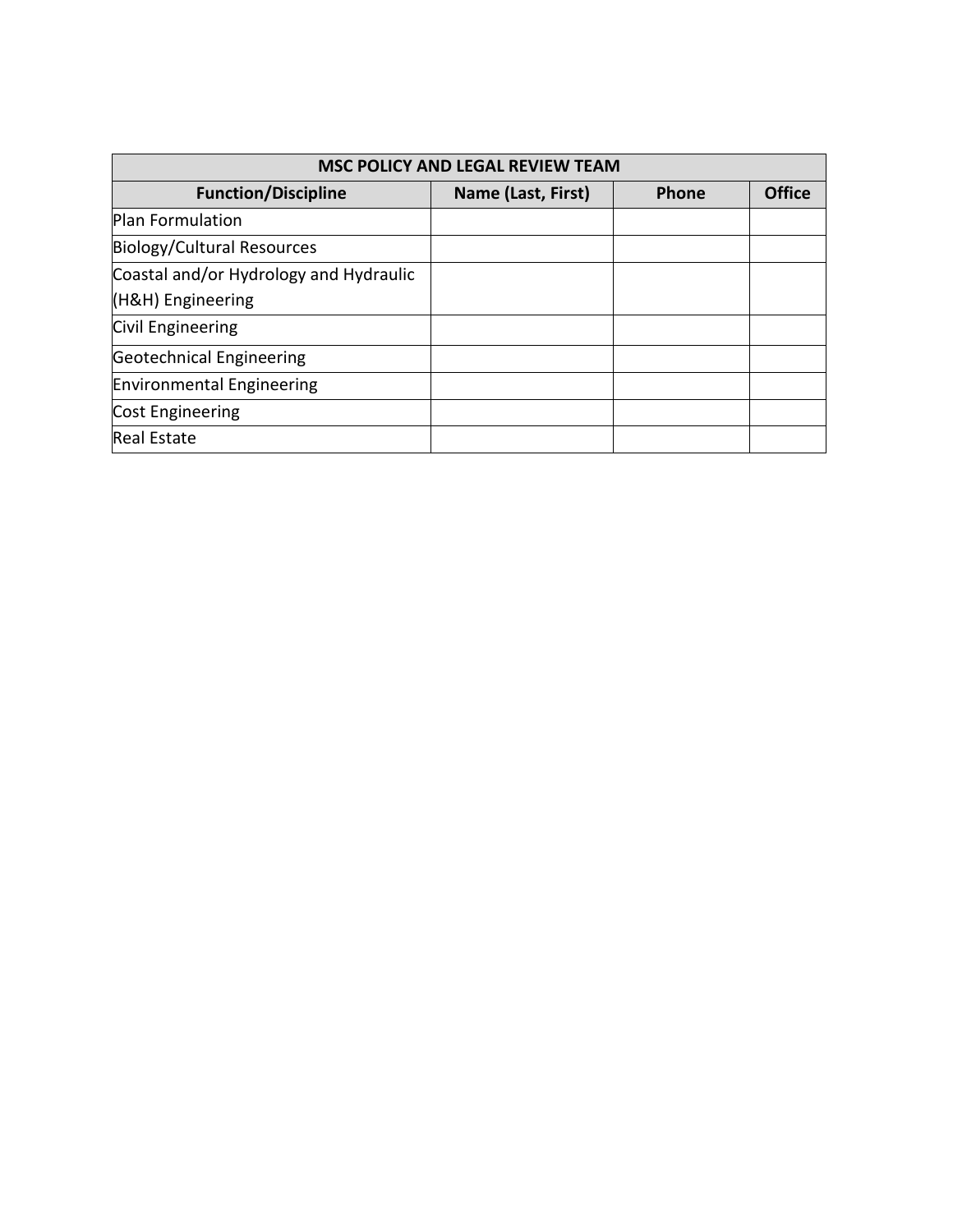| MSC POLICY AND LEGAL REVIEW TEAM | | | |
| --- | --- | --- | --- |
| **Function/Discipline** | **Name (Last, First)** | **Phone** | **Office** |
| Plan Formulation | | | |
| Biology/Cultural Resources | | | |
| Coastal and/or Hydrology and Hydraulic (H&H) Engineering | | | |
| Civil Engineering | | | |
| Geotechnical Engineering | | | |
| Environmental Engineering | | | |
| Cost Engineering | | | |
| Real Estate | | | |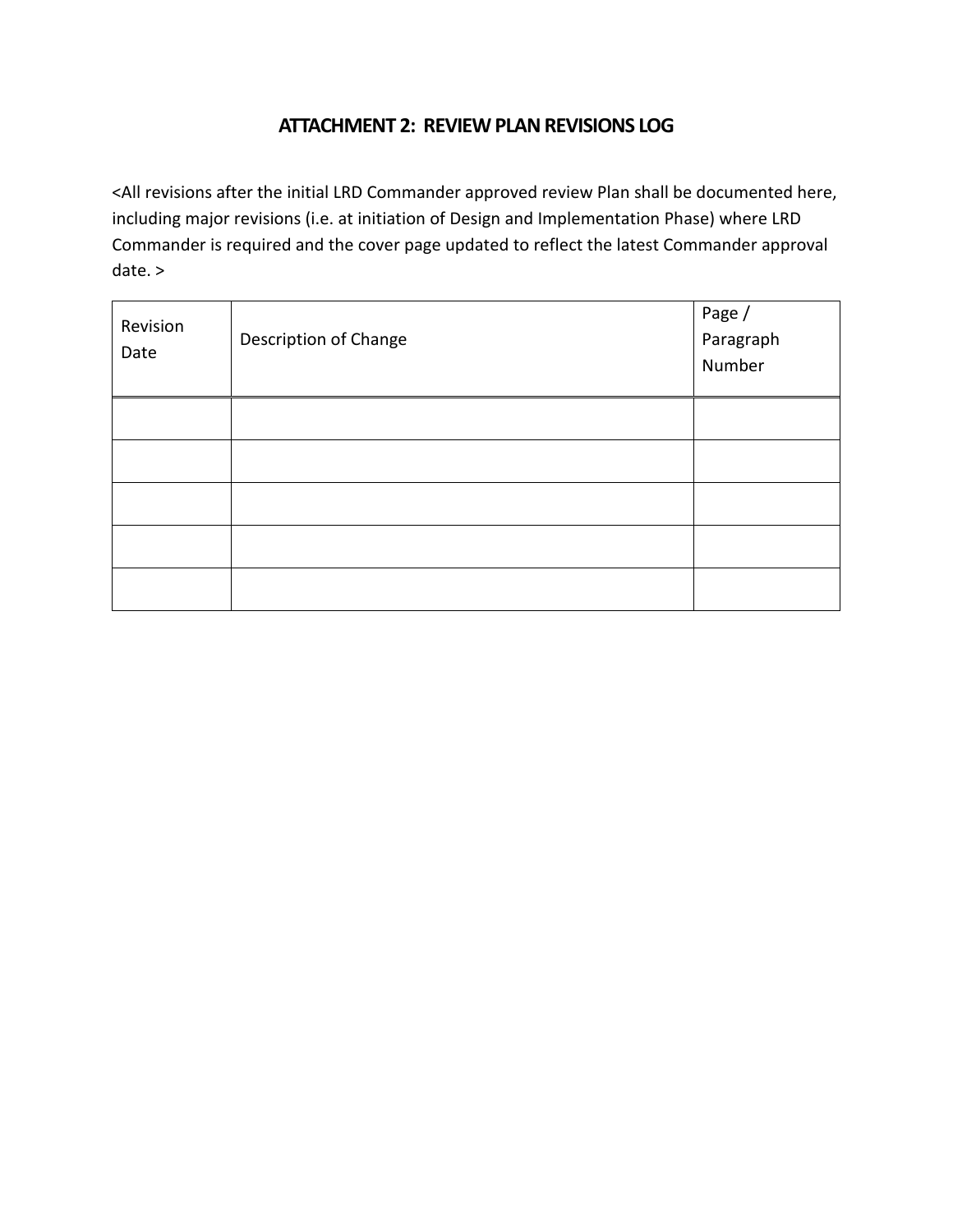## ATTACHMENT 2: REVIEW PLAN REVISIONS LOG

<All revisions after the initial LRD Commander approved review Plan shall be documented here, including major revisions (i.e. at initiation of Design and Implementation Phase) where LRD Commander is required and the cover page updated to reflect the latest Commander approval date. >

| Revision Date | Description of Change | Page / Paragraph Number |
|---|---|---|
| | | |
| | | |
| | | |
| | | |
| | | |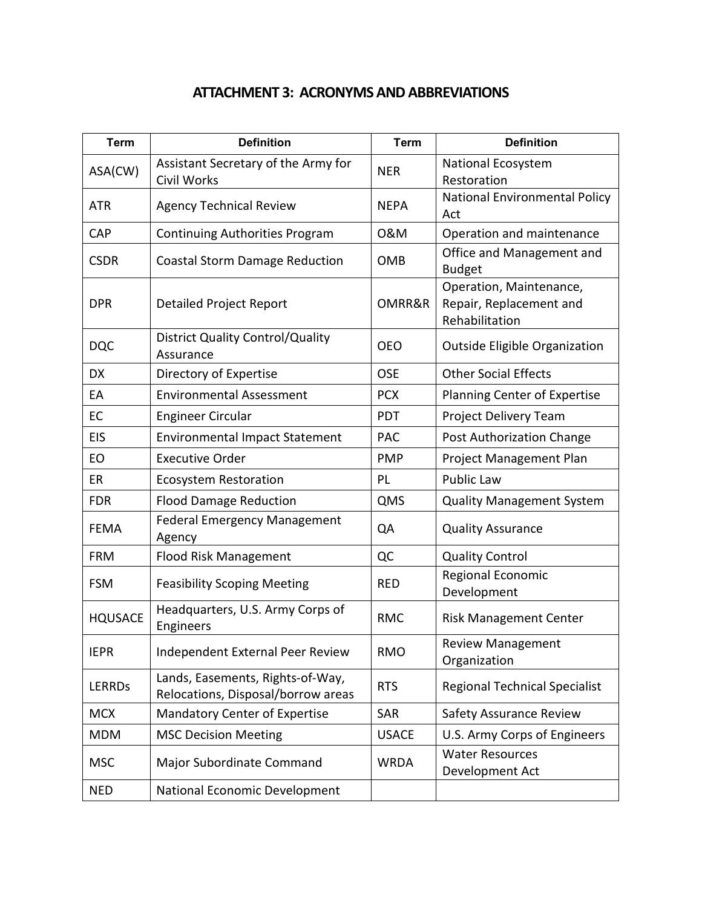# ATTACHMENT 3: ACRONYMS AND ABBREVIATIONS

| Term | Definition | Term | Definition |
|---|---|---|---|
| ASA(CW) | Assistant Secretary of the Army for Civil Works | NER | National Ecosystem Restoration |
| ATR | Agency Technical Review | NEPA | National Environmental Policy Act |
| CAP | Continuing Authorities Program | O&M | Operation and maintenance |
| CSDR | Coastal Storm Damage Reduction | OMB | Office and Management and Budget |
| DPR | Detailed Project Report | OMRR&R | Operation, Maintenance, Repair, Replacement and Rehabilitation |
| DQC | District Quality Control/Quality Assurance | OEO | Outside Eligible Organization |
| DX | Directory of Expertise | OSE | Other Social Effects |
| EA | Environmental Assessment | PCX | Planning Center of Expertise |
| EC | Engineer Circular | PDT | Project Delivery Team |
| EIS | Environmental Impact Statement | PAC | Post Authorization Change |
| EO | Executive Order | PMP | Project Management Plan |
| ER | Ecosystem Restoration | PL | Public Law |
| FDR | Flood Damage Reduction | QMS | Quality Management System |
| FEMA | Federal Emergency Management Agency | QA | Quality Assurance |
| FRM | Flood Risk Management | QC | Quality Control |
| FSM | Feasibility Scoping Meeting | RED | Regional Economic Development |
| HQUSACE | Headquarters, U.S. Army Corps of Engineers | RMC | Risk Management Center |
| IEPR | Independent External Peer Review | RMO | Review Management Organization |
| LERRDs | Lands, Easements, Rights-of-Way, Relocations, Disposal/borrow areas | RTS | Regional Technical Specialist |
| MCX | Mandatory Center of Expertise | SAR | Safety Assurance Review |
| MDM | MSC Decision Meeting | USACE | U.S. Army Corps of Engineers |
| MSC | Major Subordinate Command | WRDA | Water Resources Development Act |
| NED | National Economic Development | | |